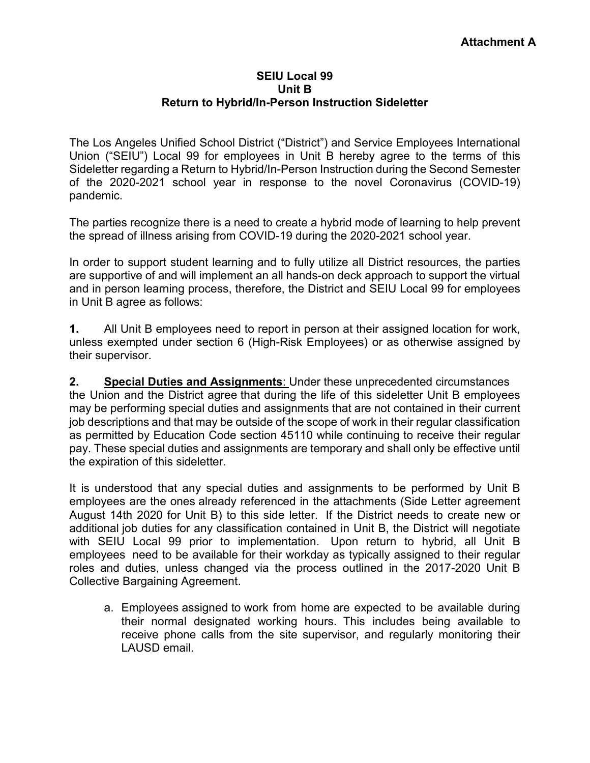**Attachment A**

# SEIU Local 99
## Unit B
## Return to Hybrid/In-Person Instruction Sideletter

The Los Angeles Unified School District ("District") and Service Employees International Union ("SEIU") Local 99 for employees in Unit B hereby agree to the terms of this Sideletter regarding a Return to Hybrid/In-Person Instruction during the Second Semester of the 2020-2021 school year in response to the novel Coronavirus (COVID-19) pandemic.

The parties recognize there is a need to create a hybrid mode of learning to help prevent the spread of illness arising from COVID-19 during the 2020-2021 school year.

In order to support student learning and to fully utilize all District resources, the parties are supportive of and will implement an all hands-on deck approach to support the virtual and in person learning process, therefore, the District and SEIU Local 99 for employees in Unit B agree as follows:

**1.** All Unit B employees need to report in person at their assigned location for work, unless exempted under section 6 (High-Risk Employees) or as otherwise assigned by their supervisor.

**2.** **<u>Special Duties and Assignments</u>**: Under these unprecedented circumstances the Union and the District agree that during the life of this sideletter Unit B employees may be performing special duties and assignments that are not contained in their current job descriptions and that may be outside of the scope of work in their regular classification as permitted by Education Code section 45110 while continuing to receive their regular pay. These special duties and assignments are temporary and shall only be effective until the expiration of this sideletter.

It is understood that any special duties and assignments to be performed by Unit B employees are the ones already referenced in the attachments (Side Letter agreement August 14th 2020 for Unit B) to this side letter. If the District needs to create new or additional job duties for any classification contained in Unit B, the District will negotiate with SEIU Local 99 prior to implementation. Upon return to hybrid, all Unit B employees need to be available for their workday as typically assigned to their regular roles and duties, unless changed via the process outlined in the 2017-2020 Unit B Collective Bargaining Agreement.

a. Employees assigned to work from home are expected to be available during their normal designated working hours. This includes being available to receive phone calls from the site supervisor, and regularly monitoring their LAUSD email.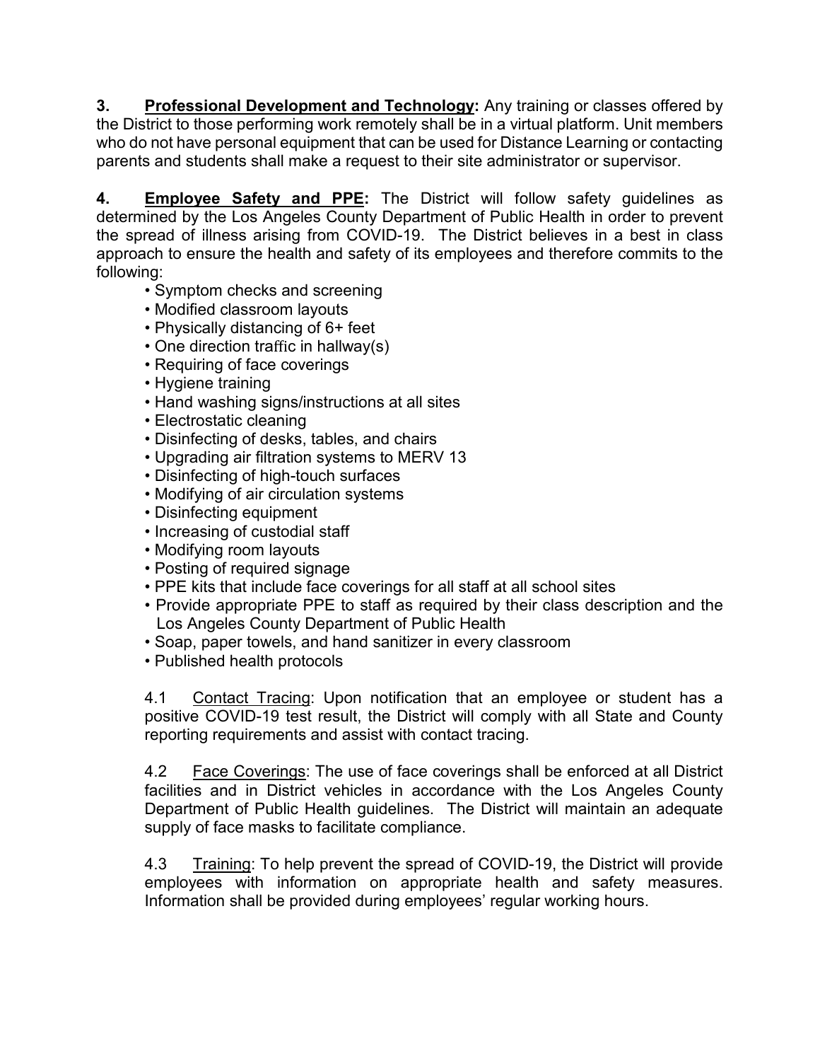**3. Professional Development and Technology:** Any training or classes offered by the District to those performing work remotely shall be in a virtual platform. Unit members who do not have personal equipment that can be used for Distance Learning or contacting parents and students shall make a request to their site administrator or supervisor.

**4. Employee Safety and PPE:** The District will follow safety guidelines as determined by the Los Angeles County Department of Public Health in order to prevent the spread of illness arising from COVID-19. The District believes in a best in class approach to ensure the health and safety of its employees and therefore commits to the following:

- Symptom checks and screening
- Modified classroom layouts
- Physically distancing of 6+ feet
- One direction traffic in hallway(s)
- Requiring of face coverings
- Hygiene training
- Hand washing signs/instructions at all sites
- Electrostatic cleaning
- Disinfecting of desks, tables, and chairs
- Upgrading air filtration systems to MERV 13
- Disinfecting of high-touch surfaces
- Modifying of air circulation systems
- Disinfecting equipment
- Increasing of custodial staff
- Modifying room layouts
- Posting of required signage
- PPE kits that include face coverings for all staff at all school sites
- Provide appropriate PPE to staff as required by their class description and the Los Angeles County Department of Public Health
- Soap, paper towels, and hand sanitizer in every classroom
- Published health protocols

4.1 Contact Tracing: Upon notification that an employee or student has a positive COVID-19 test result, the District will comply with all State and County reporting requirements and assist with contact tracing.

4.2 Face Coverings: The use of face coverings shall be enforced at all District facilities and in District vehicles in accordance with the Los Angeles County Department of Public Health guidelines. The District will maintain an adequate supply of face masks to facilitate compliance.

4.3 Training: To help prevent the spread of COVID-19, the District will provide employees with information on appropriate health and safety measures. Information shall be provided during employees' regular working hours.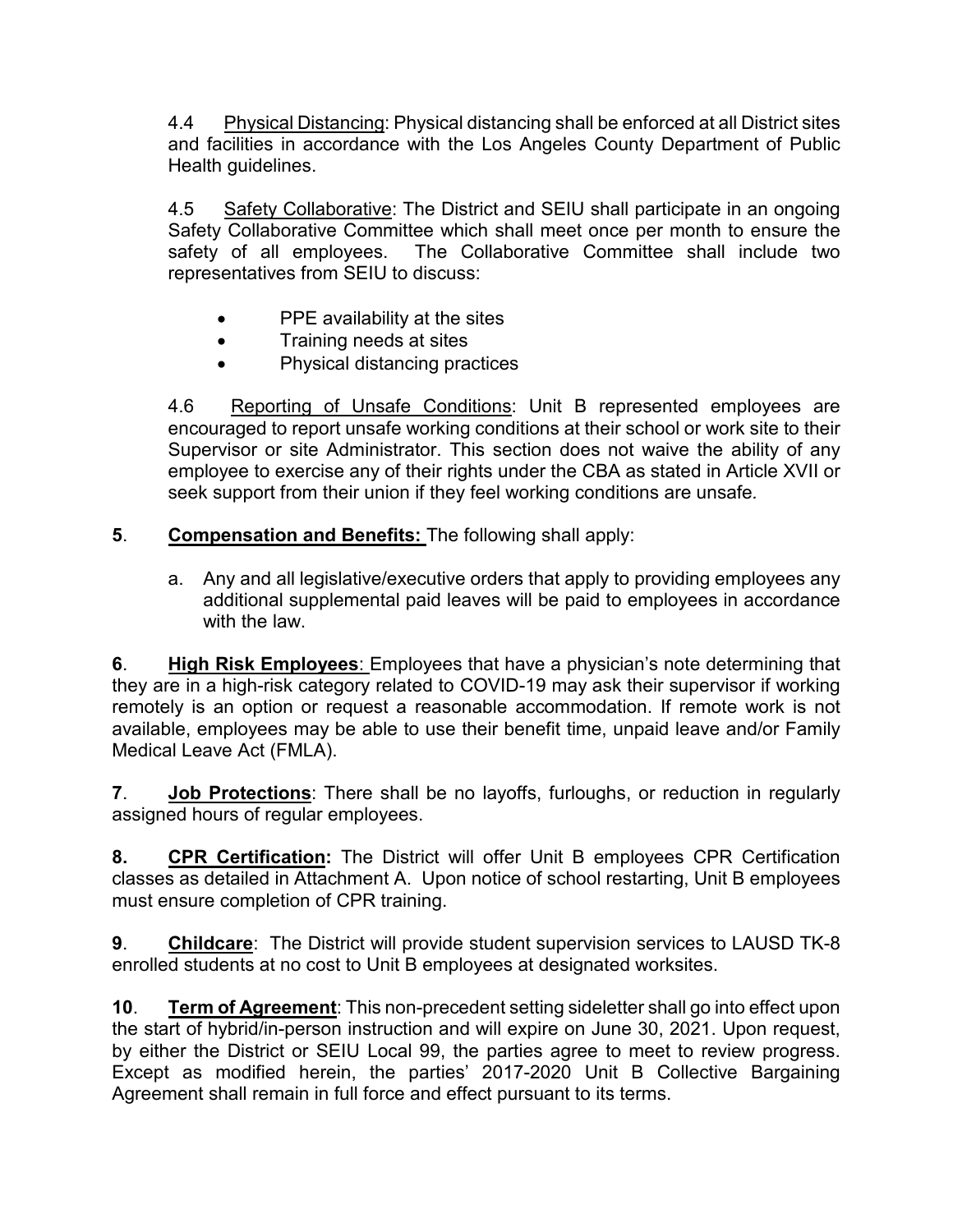4.4 Physical Distancing: Physical distancing shall be enforced at all District sites and facilities in accordance with the Los Angeles County Department of Public Health guidelines.

4.5 Safety Collaborative: The District and SEIU shall participate in an ongoing Safety Collaborative Committee which shall meet once per month to ensure the safety of all employees. The Collaborative Committee shall include two representatives from SEIU to discuss:

- PPE availability at the sites
- Training needs at sites
- Physical distancing practices

4.6 Reporting of Unsafe Conditions: Unit B represented employees are encouraged to report unsafe working conditions at their school or work site to their Supervisor or site Administrator. This section does not waive the ability of any employee to exercise any of their rights under the CBA as stated in Article XVII or seek support from their union if they feel working conditions are unsafe.

**5**. **Compensation and Benefits:** The following shall apply:

a. Any and all legislative/executive orders that apply to providing employees any additional supplemental paid leaves will be paid to employees in accordance with the law.

**6**. **High Risk Employees**: Employees that have a physician's note determining that they are in a high-risk category related to COVID-19 may ask their supervisor if working remotely is an option or request a reasonable accommodation. If remote work is not available, employees may be able to use their benefit time, unpaid leave and/or Family Medical Leave Act (FMLA).

**7**. **Job Protections**: There shall be no layoffs, furloughs, or reduction in regularly assigned hours of regular employees.

**8.** **CPR Certification:** The District will offer Unit B employees CPR Certification classes as detailed in Attachment A. Upon notice of school restarting, Unit B employees must ensure completion of CPR training.

**9**. **Childcare**: The District will provide student supervision services to LAUSD TK-8 enrolled students at no cost to Unit B employees at designated worksites.

**10**. **Term of Agreement**: This non-precedent setting sideletter shall go into effect upon the start of hybrid/in-person instruction and will expire on June 30, 2021. Upon request, by either the District or SEIU Local 99, the parties agree to meet to review progress. Except as modified herein, the parties' 2017-2020 Unit B Collective Bargaining Agreement shall remain in full force and effect pursuant to its terms.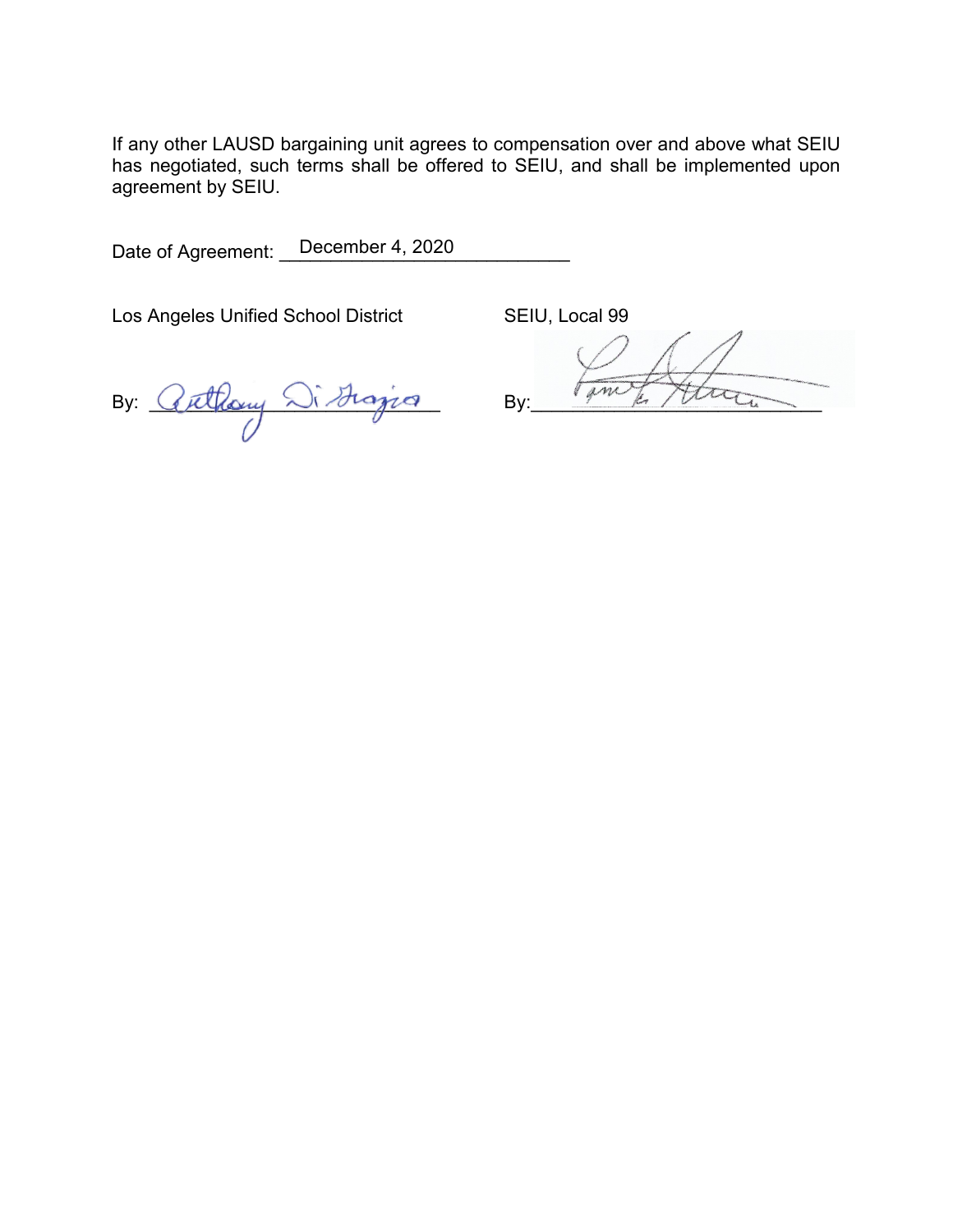If any other LAUSD bargaining unit agrees to compensation over and above what SEIU has negotiated, such terms shall be offered to SEIU, and shall be implemented upon agreement by SEIU.

Date of Agreement: December 4, 2020

| Los Angeles Unified School District | SEIU, Local 99 |
| --- | --- |
| By: Anthony Di Grazia | By: ____________________ |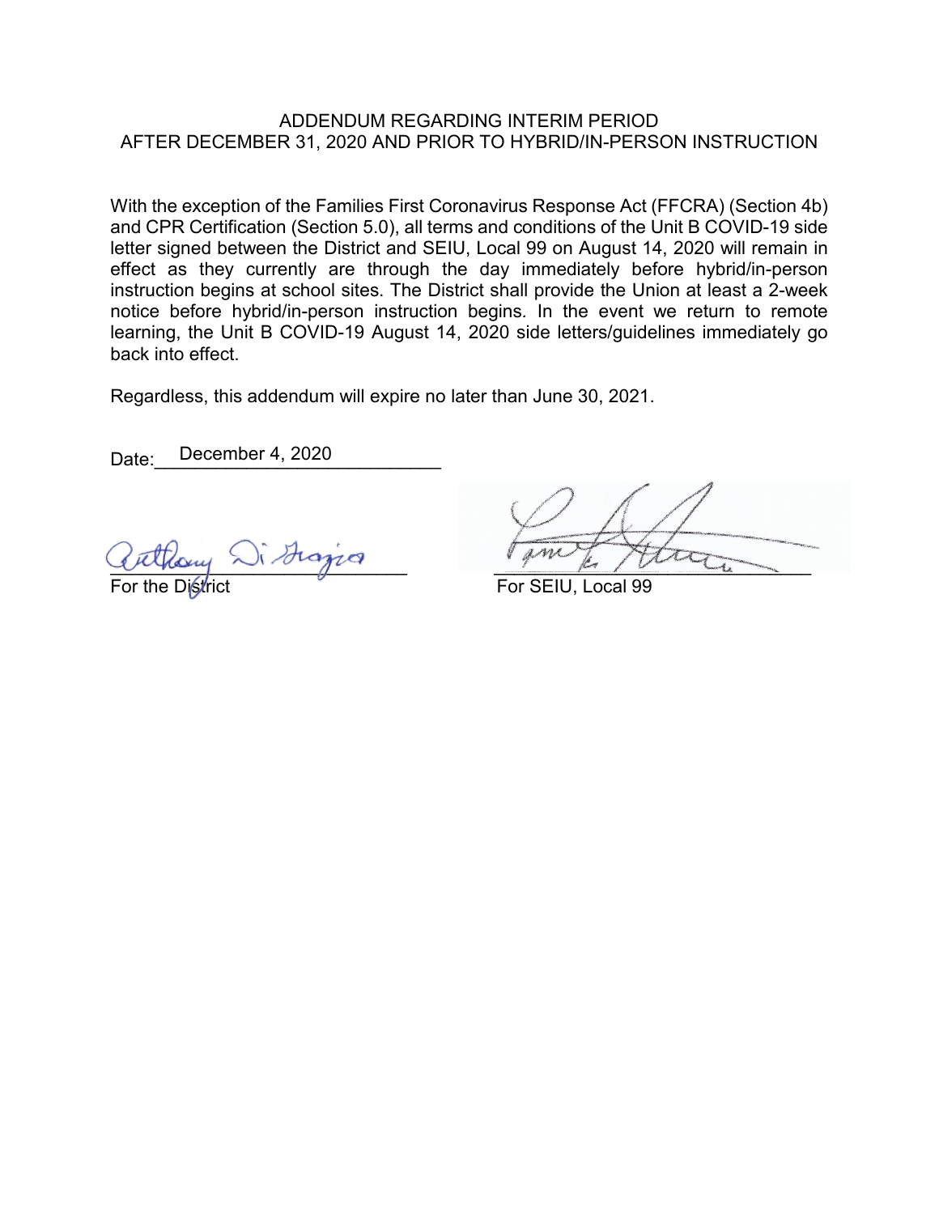# ADDENDUM REGARDING INTERIM PERIOD AFTER DECEMBER 31, 2020 AND PRIOR TO HYBRID/IN-PERSON INSTRUCTION

With the exception of the Families First Coronavirus Response Act (FFCRA) (Section 4b) and CPR Certification (Section 5.0), all terms and conditions of the Unit B COVID-19 side letter signed between the District and SEIU, Local 99 on August 14, 2020 will remain in effect as they currently are through the day immediately before hybrid/in-person instruction begins at school sites. The District shall provide the Union at least a 2-week notice before hybrid/in-person instruction begins. In the event we return to remote learning, the Unit B COVID-19 August 14, 2020 side letters/guidelines immediately go back into effect.

Regardless, this addendum will expire no later than June 30, 2021.

Date: December 4, 2020

Anthony Di Grazia

For the District

For SEIU, Local 99